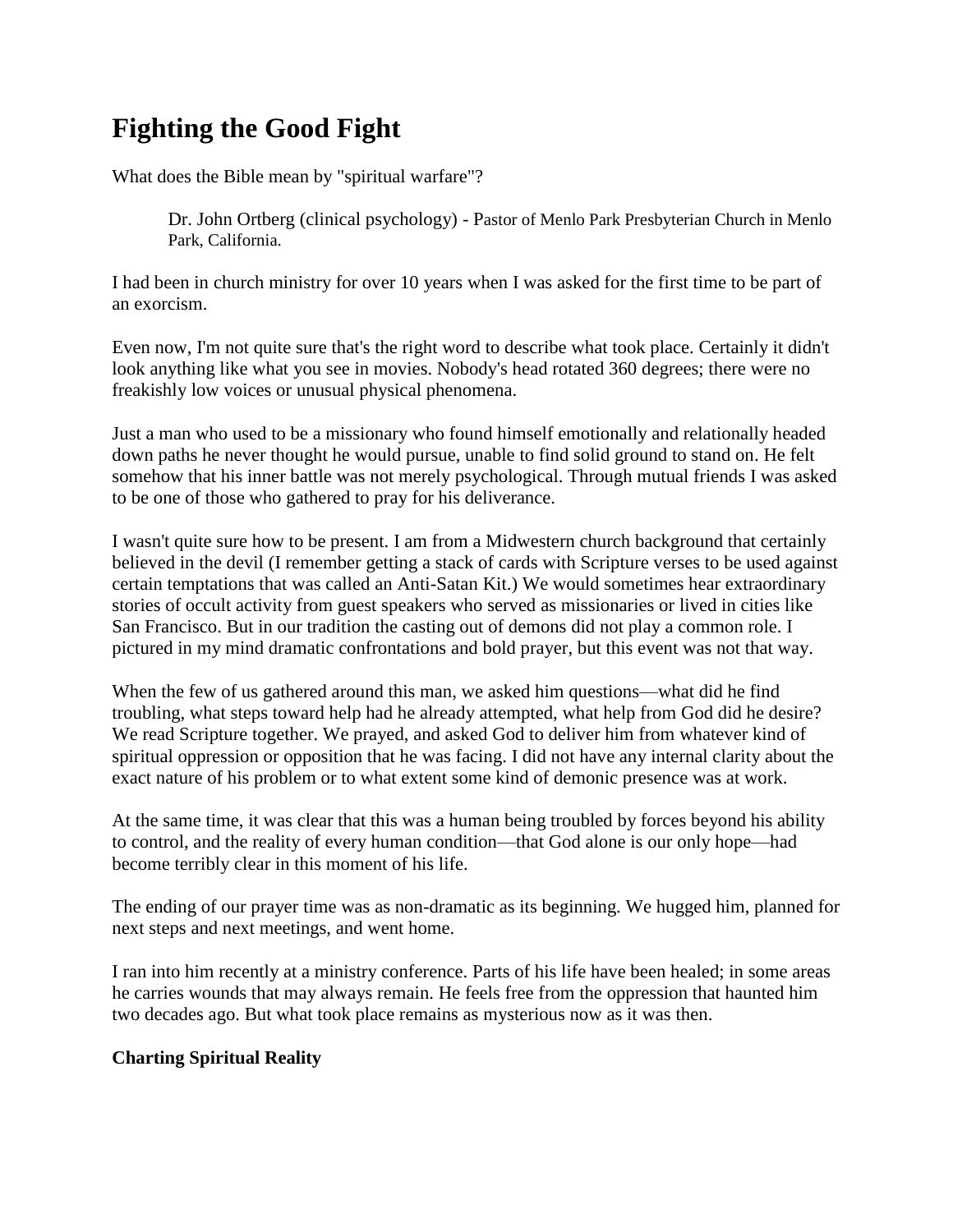# Fighting the Good Fight

What does the Bible mean by "spiritual warfare"?

> Dr. John Ortberg (clinical psychology) - Pastor of Menlo Park Presbyterian Church in Menlo Park, California.

I had been in church ministry for over 10 years when I was asked for the first time to be part of an exorcism.

Even now, I'm not quite sure that's the right word to describe what took place. Certainly it didn't look anything like what you see in movies. Nobody's head rotated 360 degrees; there were no freakishly low voices or unusual physical phenomena.

Just a man who used to be a missionary who found himself emotionally and relationally headed down paths he never thought he would pursue, unable to find solid ground to stand on. He felt somehow that his inner battle was not merely psychological. Through mutual friends I was asked to be one of those who gathered to pray for his deliverance.

I wasn't quite sure how to be present. I am from a Midwestern church background that certainly believed in the devil (I remember getting a stack of cards with Scripture verses to be used against certain temptations that was called an Anti-Satan Kit.) We would sometimes hear extraordinary stories of occult activity from guest speakers who served as missionaries or lived in cities like San Francisco. But in our tradition the casting out of demons did not play a common role. I pictured in my mind dramatic confrontations and bold prayer, but this event was not that way.

When the few of us gathered around this man, we asked him questions—what did he find troubling, what steps toward help had he already attempted, what help from God did he desire? We read Scripture together. We prayed, and asked God to deliver him from whatever kind of spiritual oppression or opposition that he was facing. I did not have any internal clarity about the exact nature of his problem or to what extent some kind of demonic presence was at work.

At the same time, it was clear that this was a human being troubled by forces beyond his ability to control, and the reality of every human condition—that God alone is our only hope—had become terribly clear in this moment of his life.

The ending of our prayer time was as non-dramatic as its beginning. We hugged him, planned for next steps and next meetings, and went home.

I ran into him recently at a ministry conference. Parts of his life have been healed; in some areas he carries wounds that may always remain. He feels free from the oppression that haunted him two decades ago. But what took place remains as mysterious now as it was then.

### Charting Spiritual Reality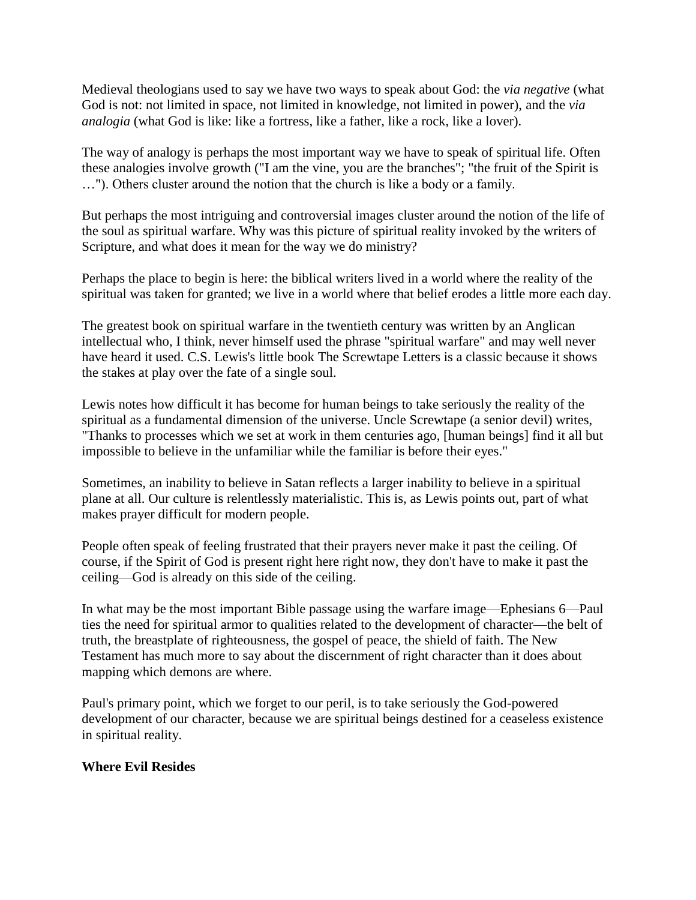Medieval theologians used to say we have two ways to speak about God: the *via negative* (what God is not: not limited in space, not limited in knowledge, not limited in power), and the *via analogia* (what God is like: like a fortress, like a father, like a rock, like a lover).

The way of analogy is perhaps the most important way we have to speak of spiritual life. Often these analogies involve growth ("I am the vine, you are the branches"; "the fruit of the Spirit is …"). Others cluster around the notion that the church is like a body or a family.

But perhaps the most intriguing and controversial images cluster around the notion of the life of the soul as spiritual warfare. Why was this picture of spiritual reality invoked by the writers of Scripture, and what does it mean for the way we do ministry?

Perhaps the place to begin is here: the biblical writers lived in a world where the reality of the spiritual was taken for granted; we live in a world where that belief erodes a little more each day.

The greatest book on spiritual warfare in the twentieth century was written by an Anglican intellectual who, I think, never himself used the phrase "spiritual warfare" and may well never have heard it used. C.S. Lewis's little book The Screwtape Letters is a classic because it shows the stakes at play over the fate of a single soul.

Lewis notes how difficult it has become for human beings to take seriously the reality of the spiritual as a fundamental dimension of the universe. Uncle Screwtape (a senior devil) writes, "Thanks to processes which we set at work in them centuries ago, [human beings] find it all but impossible to believe in the unfamiliar while the familiar is before their eyes."

Sometimes, an inability to believe in Satan reflects a larger inability to believe in a spiritual plane at all. Our culture is relentlessly materialistic. This is, as Lewis points out, part of what makes prayer difficult for modern people.

People often speak of feeling frustrated that their prayers never make it past the ceiling. Of course, if the Spirit of God is present right here right now, they don't have to make it past the ceiling—God is already on this side of the ceiling.

In what may be the most important Bible passage using the warfare image—Ephesians 6—Paul ties the need for spiritual armor to qualities related to the development of character—the belt of truth, the breastplate of righteousness, the gospel of peace, the shield of faith. The New Testament has much more to say about the discernment of right character than it does about mapping which demons are where.

Paul's primary point, which we forget to our peril, is to take seriously the God-powered development of our character, because we are spiritual beings destined for a ceaseless existence in spiritual reality.

**Where Evil Resides**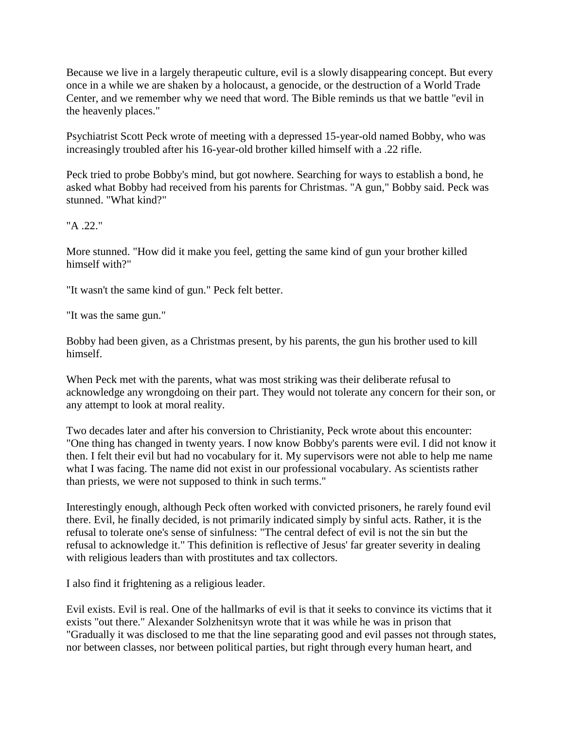Because we live in a largely therapeutic culture, evil is a slowly disappearing concept. But every once in a while we are shaken by a holocaust, a genocide, or the destruction of a World Trade Center, and we remember why we need that word. The Bible reminds us that we battle "evil in the heavenly places."

Psychiatrist Scott Peck wrote of meeting with a depressed 15-year-old named Bobby, who was increasingly troubled after his 16-year-old brother killed himself with a .22 rifle.

Peck tried to probe Bobby's mind, but got nowhere. Searching for ways to establish a bond, he asked what Bobby had received from his parents for Christmas. "A gun," Bobby said. Peck was stunned. "What kind?"

"A .22."

More stunned. "How did it make you feel, getting the same kind of gun your brother killed himself with?"

"It wasn't the same kind of gun." Peck felt better.

"It was the same gun."

Bobby had been given, as a Christmas present, by his parents, the gun his brother used to kill himself.

When Peck met with the parents, what was most striking was their deliberate refusal to acknowledge any wrongdoing on their part. They would not tolerate any concern for their son, or any attempt to look at moral reality.

Two decades later and after his conversion to Christianity, Peck wrote about this encounter: "One thing has changed in twenty years. I now know Bobby's parents were evil. I did not know it then. I felt their evil but had no vocabulary for it. My supervisors were not able to help me name what I was facing. The name did not exist in our professional vocabulary. As scientists rather than priests, we were not supposed to think in such terms."

Interestingly enough, although Peck often worked with convicted prisoners, he rarely found evil there. Evil, he finally decided, is not primarily indicated simply by sinful acts. Rather, it is the refusal to tolerate one's sense of sinfulness: "The central defect of evil is not the sin but the refusal to acknowledge it." This definition is reflective of Jesus' far greater severity in dealing with religious leaders than with prostitutes and tax collectors.

I also find it frightening as a religious leader.

Evil exists. Evil is real. One of the hallmarks of evil is that it seeks to convince its victims that it exists "out there." Alexander Solzhenitsyn wrote that it was while he was in prison that "Gradually it was disclosed to me that the line separating good and evil passes not through states, nor between classes, nor between political parties, but right through every human heart, and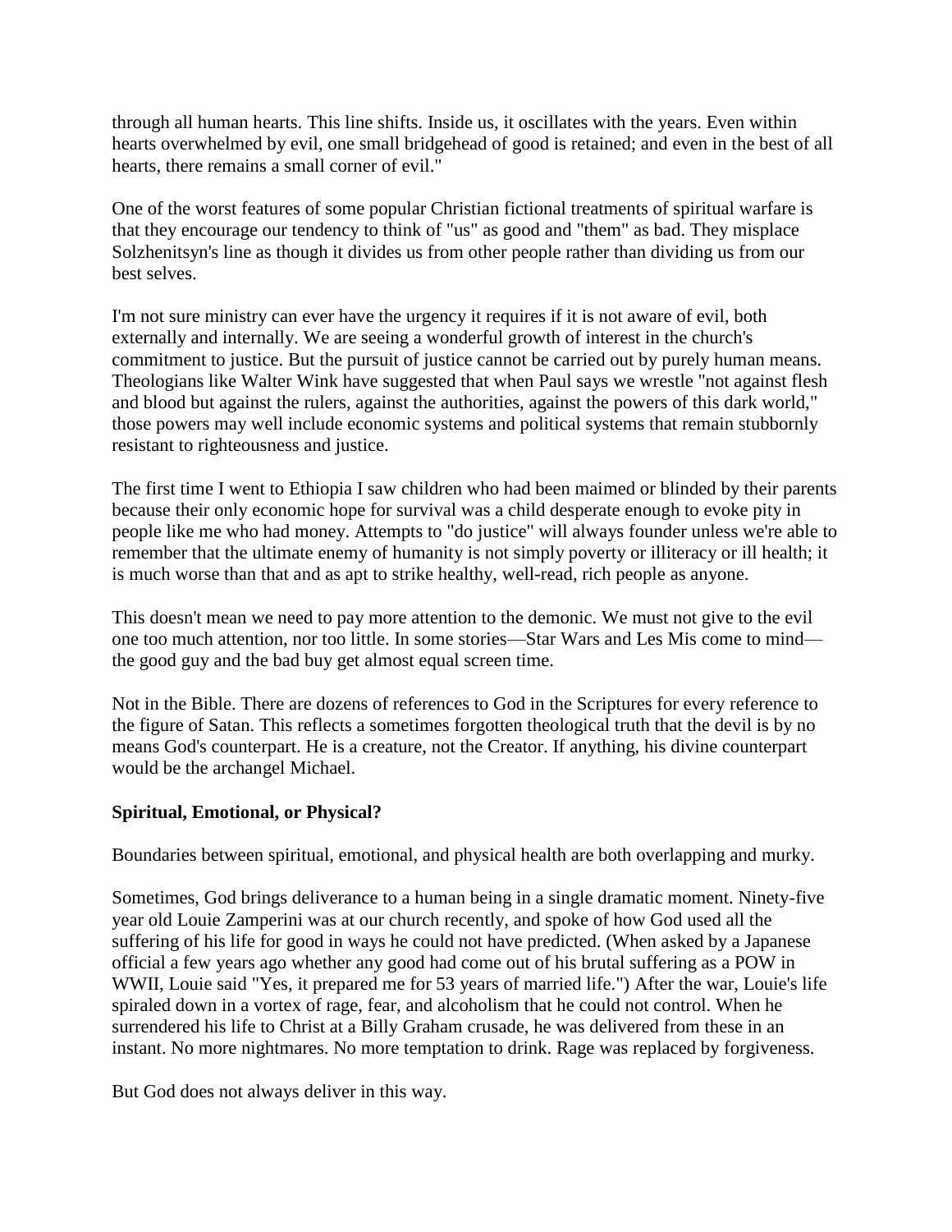through all human hearts. This line shifts. Inside us, it oscillates with the years. Even within hearts overwhelmed by evil, one small bridgehead of good is retained; and even in the best of all hearts, there remains a small corner of evil."

One of the worst features of some popular Christian fictional treatments of spiritual warfare is that they encourage our tendency to think of "us" as good and "them" as bad. They misplace Solzhenitsyn's line as though it divides us from other people rather than dividing us from our best selves.

I'm not sure ministry can ever have the urgency it requires if it is not aware of evil, both externally and internally. We are seeing a wonderful growth of interest in the church's commitment to justice. But the pursuit of justice cannot be carried out by purely human means. Theologians like Walter Wink have suggested that when Paul says we wrestle "not against flesh and blood but against the rulers, against the authorities, against the powers of this dark world," those powers may well include economic systems and political systems that remain stubbornly resistant to righteousness and justice.

The first time I went to Ethiopia I saw children who had been maimed or blinded by their parents because their only economic hope for survival was a child desperate enough to evoke pity in people like me who had money. Attempts to "do justice" will always founder unless we're able to remember that the ultimate enemy of humanity is not simply poverty or illiteracy or ill health; it is much worse than that and as apt to strike healthy, well-read, rich people as anyone.

This doesn't mean we need to pay more attention to the demonic. We must not give to the evil one too much attention, nor too little. In some stories—Star Wars and Les Mis come to mind—the good guy and the bad buy get almost equal screen time.

Not in the Bible. There are dozens of references to God in the Scriptures for every reference to the figure of Satan. This reflects a sometimes forgotten theological truth that the devil is by no means God's counterpart. He is a creature, not the Creator. If anything, his divine counterpart would be the archangel Michael.

**Spiritual, Emotional, or Physical?**

Boundaries between spiritual, emotional, and physical health are both overlapping and murky.

Sometimes, God brings deliverance to a human being in a single dramatic moment. Ninety-five year old Louie Zamperini was at our church recently, and spoke of how God used all the suffering of his life for good in ways he could not have predicted. (When asked by a Japanese official a few years ago whether any good had come out of his brutal suffering as a POW in WWII, Louie said "Yes, it prepared me for 53 years of married life.") After the war, Louie's life spiraled down in a vortex of rage, fear, and alcoholism that he could not control. When he surrendered his life to Christ at a Billy Graham crusade, he was delivered from these in an instant. No more nightmares. No more temptation to drink. Rage was replaced by forgiveness.

But God does not always deliver in this way.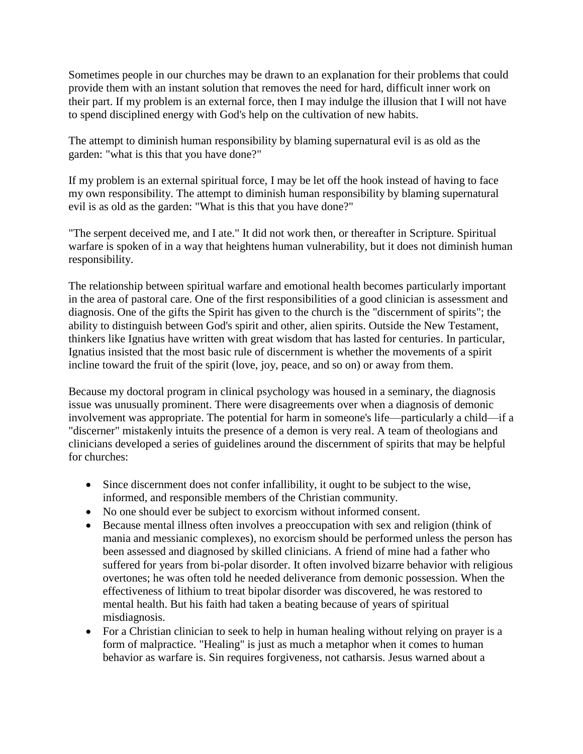Sometimes people in our churches may be drawn to an explanation for their problems that could provide them with an instant solution that removes the need for hard, difficult inner work on their part. If my problem is an external force, then I may indulge the illusion that I will not have to spend disciplined energy with God's help on the cultivation of new habits.

The attempt to diminish human responsibility by blaming supernatural evil is as old as the garden: "what is this that you have done?"

If my problem is an external spiritual force, I may be let off the hook instead of having to face my own responsibility. The attempt to diminish human responsibility by blaming supernatural evil is as old as the garden: "What is this that you have done?"

"The serpent deceived me, and I ate." It did not work then, or thereafter in Scripture. Spiritual warfare is spoken of in a way that heightens human vulnerability, but it does not diminish human responsibility.

The relationship between spiritual warfare and emotional health becomes particularly important in the area of pastoral care. One of the first responsibilities of a good clinician is assessment and diagnosis. One of the gifts the Spirit has given to the church is the "discernment of spirits"; the ability to distinguish between God's spirit and other, alien spirits. Outside the New Testament, thinkers like Ignatius have written with great wisdom that has lasted for centuries. In particular, Ignatius insisted that the most basic rule of discernment is whether the movements of a spirit incline toward the fruit of the spirit (love, joy, peace, and so on) or away from them.

Because my doctoral program in clinical psychology was housed in a seminary, the diagnosis issue was unusually prominent. There were disagreements over when a diagnosis of demonic involvement was appropriate. The potential for harm in someone's life—particularly a child—if a "discerner" mistakenly intuits the presence of a demon is very real. A team of theologians and clinicians developed a series of guidelines around the discernment of spirits that may be helpful for churches:

- Since discernment does not confer infallibility, it ought to be subject to the wise, informed, and responsible members of the Christian community.
- No one should ever be subject to exorcism without informed consent.
- Because mental illness often involves a preoccupation with sex and religion (think of mania and messianic complexes), no exorcism should be performed unless the person has been assessed and diagnosed by skilled clinicians. A friend of mine had a father who suffered for years from bi-polar disorder. It often involved bizarre behavior with religious overtones; he was often told he needed deliverance from demonic possession. When the effectiveness of lithium to treat bipolar disorder was discovered, he was restored to mental health. But his faith had taken a beating because of years of spiritual misdiagnosis.
- For a Christian clinician to seek to help in human healing without relying on prayer is a form of malpractice. "Healing" is just as much a metaphor when it comes to human behavior as warfare is. Sin requires forgiveness, not catharsis. Jesus warned about a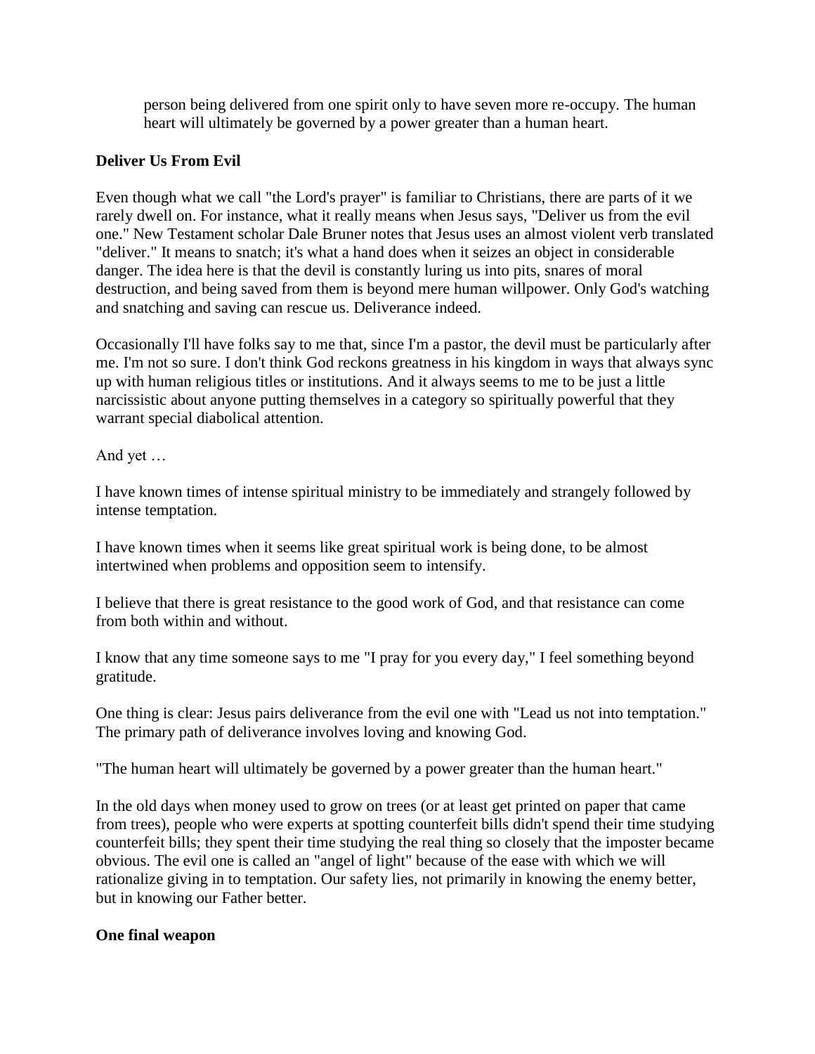person being delivered from one spirit only to have seven more re-occupy. The human heart will ultimately be governed by a power greater than a human heart.

**Deliver Us From Evil**

Even though what we call "the Lord's prayer" is familiar to Christians, there are parts of it we rarely dwell on. For instance, what it really means when Jesus says, "Deliver us from the evil one." New Testament scholar Dale Bruner notes that Jesus uses an almost violent verb translated "deliver." It means to snatch; it's what a hand does when it seizes an object in considerable danger. The idea here is that the devil is constantly luring us into pits, snares of moral destruction, and being saved from them is beyond mere human willpower. Only God's watching and snatching and saving can rescue us. Deliverance indeed.

Occasionally I'll have folks say to me that, since I'm a pastor, the devil must be particularly after me. I'm not so sure. I don't think God reckons greatness in his kingdom in ways that always sync up with human religious titles or institutions. And it always seems to me to be just a little narcissistic about anyone putting themselves in a category so spiritually powerful that they warrant special diabolical attention.

And yet …

I have known times of intense spiritual ministry to be immediately and strangely followed by intense temptation.

I have known times when it seems like great spiritual work is being done, to be almost intertwined when problems and opposition seem to intensify.

I believe that there is great resistance to the good work of God, and that resistance can come from both within and without.

I know that any time someone says to me "I pray for you every day," I feel something beyond gratitude.

One thing is clear: Jesus pairs deliverance from the evil one with "Lead us not into temptation." The primary path of deliverance involves loving and knowing God.

"The human heart will ultimately be governed by a power greater than the human heart."

In the old days when money used to grow on trees (or at least get printed on paper that came from trees), people who were experts at spotting counterfeit bills didn't spend their time studying counterfeit bills; they spent their time studying the real thing so closely that the imposter became obvious. The evil one is called an "angel of light" because of the ease with which we will rationalize giving in to temptation. Our safety lies, not primarily in knowing the enemy better, but in knowing our Father better.

**One final weapon**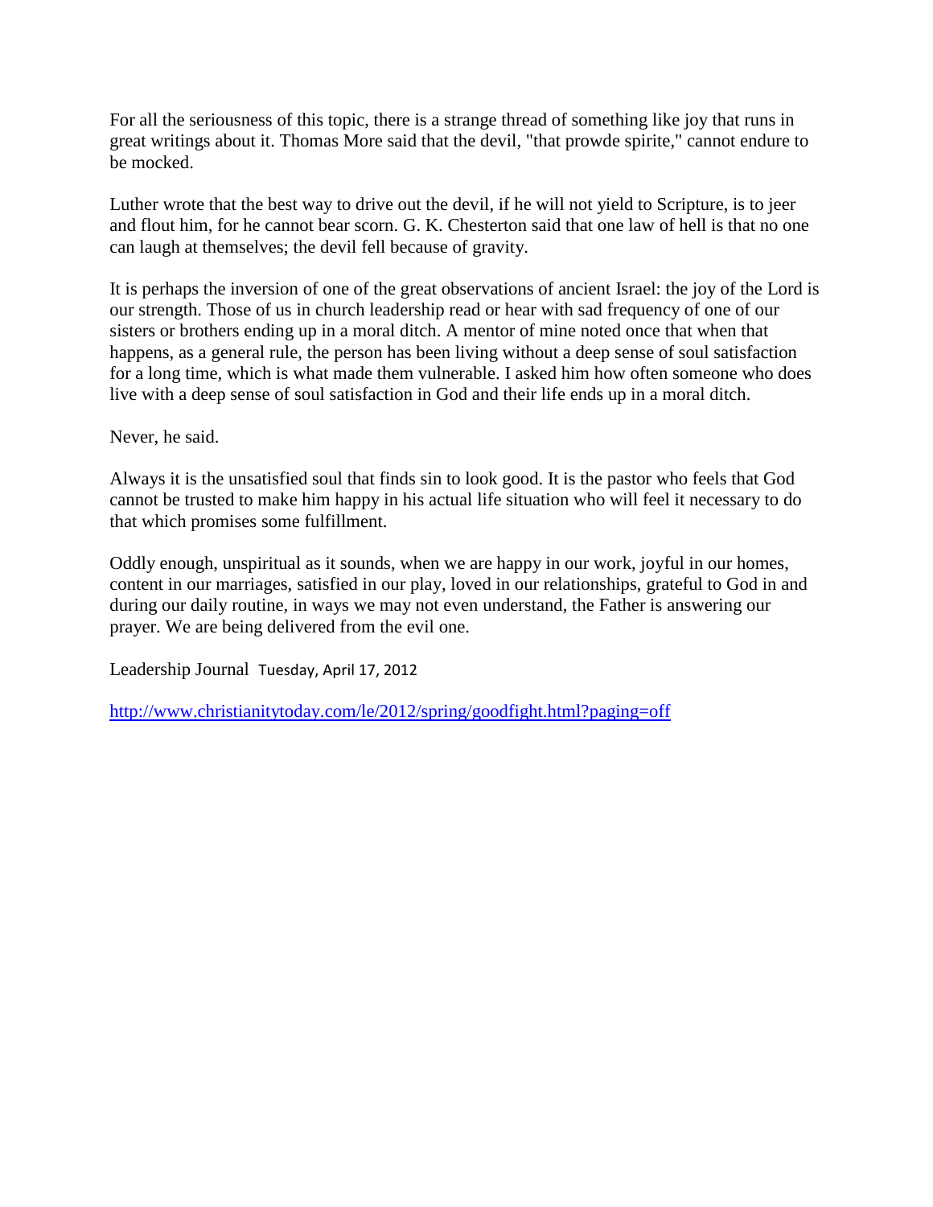For all the seriousness of this topic, there is a strange thread of something like joy that runs in great writings about it. Thomas More said that the devil, "that prowde spirite," cannot endure to be mocked.

Luther wrote that the best way to drive out the devil, if he will not yield to Scripture, is to jeer and flout him, for he cannot bear scorn. G. K. Chesterton said that one law of hell is that no one can laugh at themselves; the devil fell because of gravity.

It is perhaps the inversion of one of the great observations of ancient Israel: the joy of the Lord is our strength. Those of us in church leadership read or hear with sad frequency of one of our sisters or brothers ending up in a moral ditch. A mentor of mine noted once that when that happens, as a general rule, the person has been living without a deep sense of soul satisfaction for a long time, which is what made them vulnerable. I asked him how often someone who does live with a deep sense of soul satisfaction in God and their life ends up in a moral ditch.

Never, he said.

Always it is the unsatisfied soul that finds sin to look good. It is the pastor who feels that God cannot be trusted to make him happy in his actual life situation who will feel it necessary to do that which promises some fulfillment.

Oddly enough, unspiritual as it sounds, when we are happy in our work, joyful in our homes, content in our marriages, satisfied in our play, loved in our relationships, grateful to God in and during our daily routine, in ways we may not even understand, the Father is answering our prayer. We are being delivered from the evil one.

Leadership Journal Tuesday, April 17, 2012

[http://www.christianitytoday.com/le/2012/spring/goodfight.html?paging=off](http://www.christianitytoday.com/le/2012/spring/goodfight.html?paging=off)